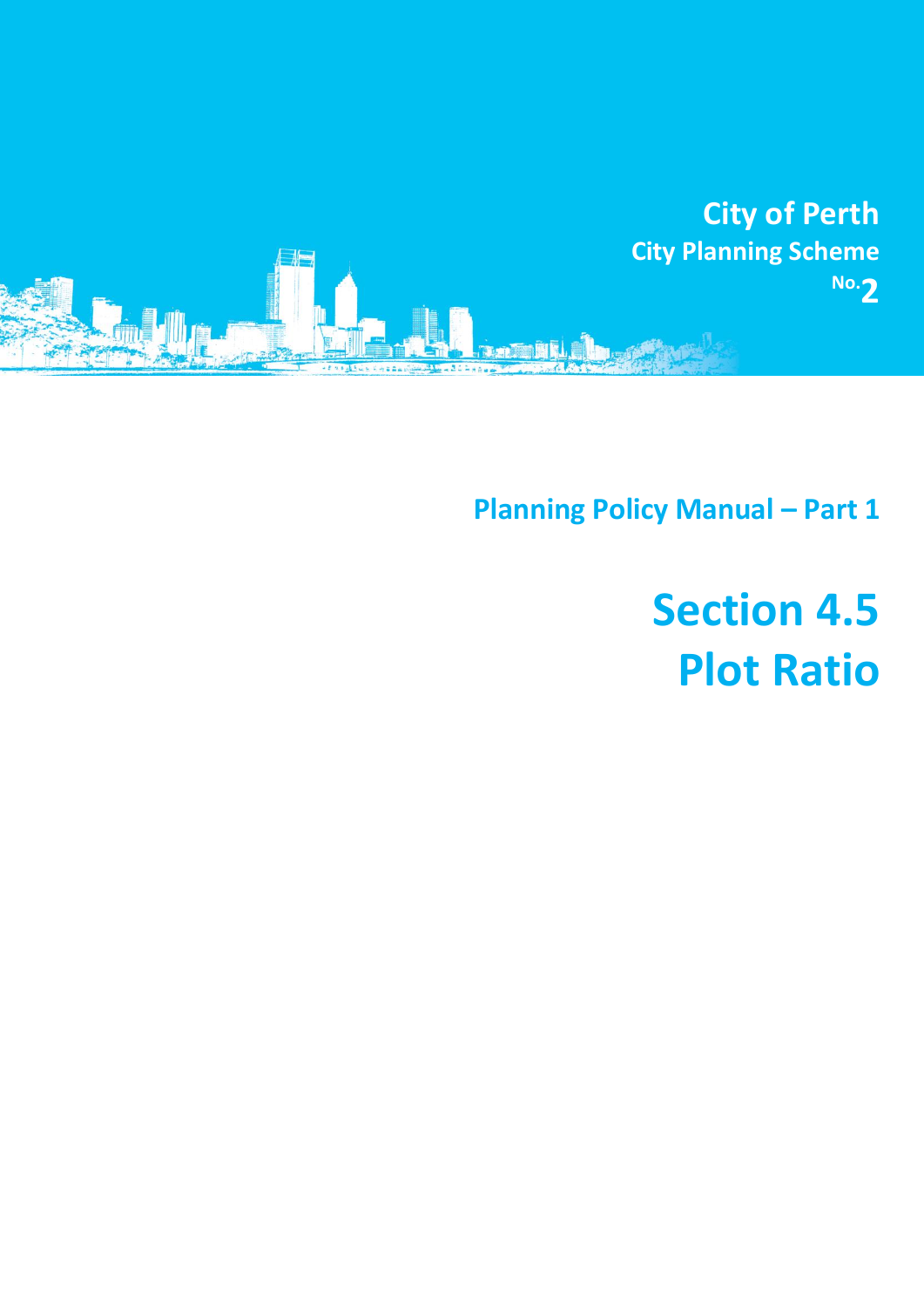City of Perth

City Planning Scheme No. 2

## Planning Policy Manual – Part 1

# Section 4.5 Plot Ratio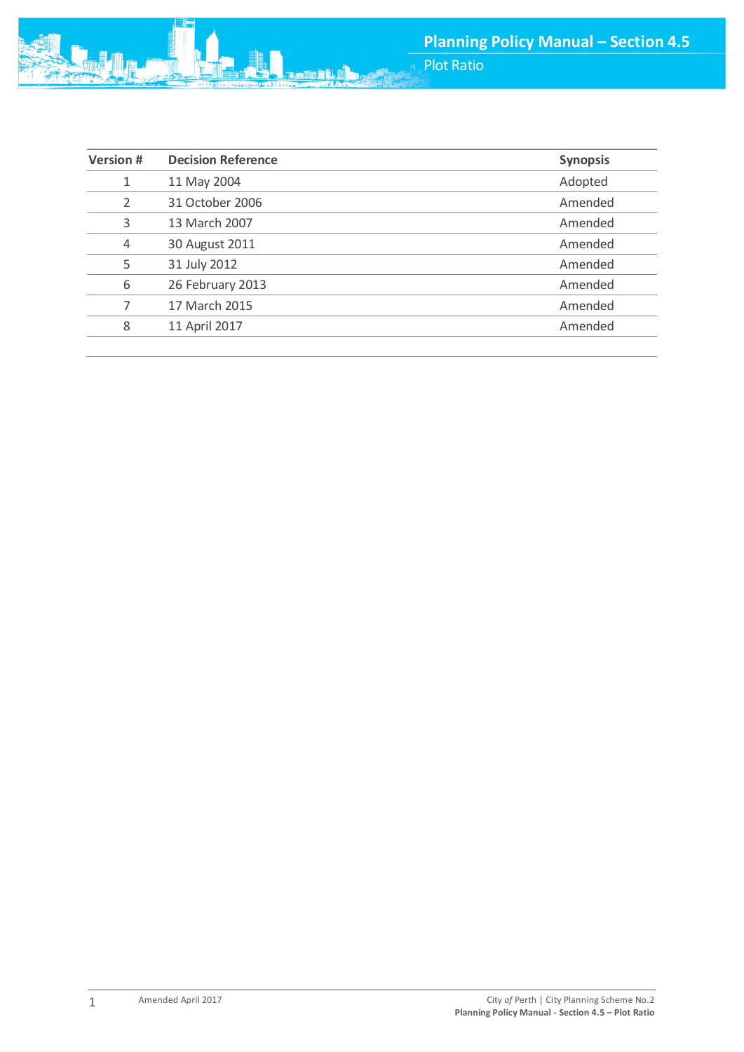| Version # | Decision Reference | Synopsis |
|---|---|---|
| 1 | 11 May 2004 | Adopted |
| 2 | 31 October 2006 | Amended |
| 3 | 13 March 2007 | Amended |
| 4 | 30 August 2011 | Amended |
| 5 | 31 July 2012 | Amended |
| 6 | 26 February 2013 | Amended |
| 7 | 17 March 2015 | Amended |
| 8 | 11 April 2017 | Amended |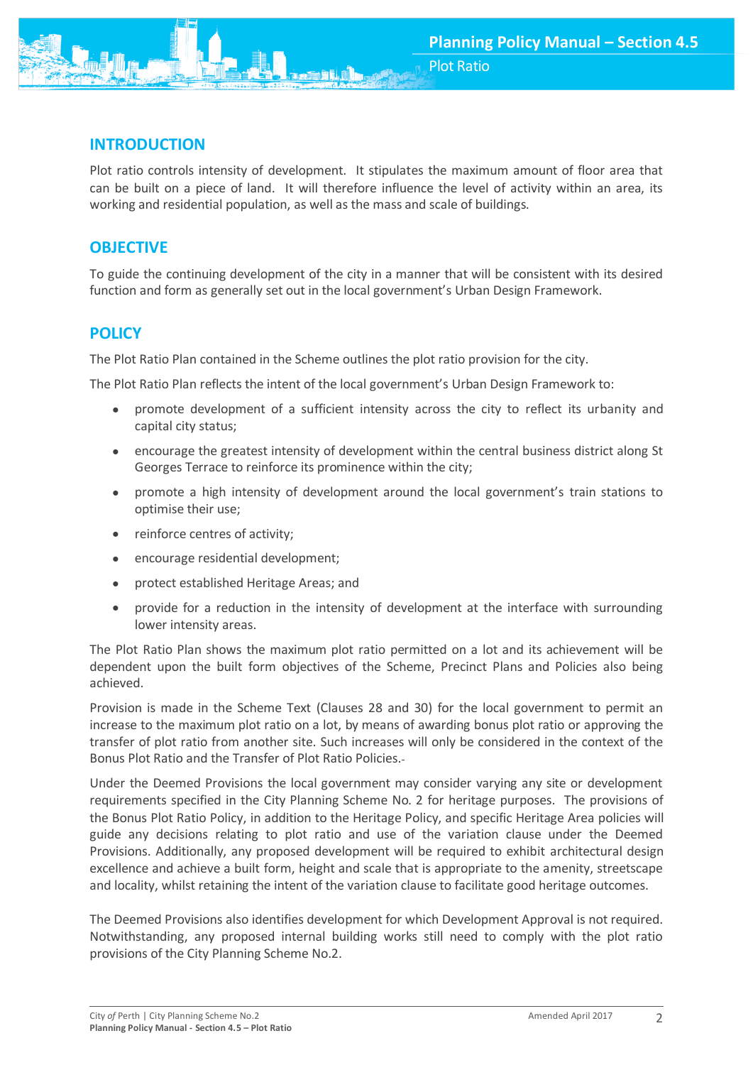## INTRODUCTION

Plot ratio controls intensity of development. It stipulates the maximum amount of floor area that can be built on a piece of land. It will therefore influence the level of activity within an area, its working and residential population, as well as the mass and scale of buildings.

## OBJECTIVE

To guide the continuing development of the city in a manner that will be consistent with its desired function and form as generally set out in the local government's Urban Design Framework.

## POLICY

The Plot Ratio Plan contained in the Scheme outlines the plot ratio provision for the city.

The Plot Ratio Plan reflects the intent of the local government's Urban Design Framework to:

- promote development of a sufficient intensity across the city to reflect its urbanity and capital city status;
- encourage the greatest intensity of development within the central business district along St Georges Terrace to reinforce its prominence within the city;
- promote a high intensity of development around the local government's train stations to optimise their use;
- reinforce centres of activity;
- encourage residential development;
- protect established Heritage Areas; and
- provide for a reduction in the intensity of development at the interface with surrounding lower intensity areas.

The Plot Ratio Plan shows the maximum plot ratio permitted on a lot and its achievement will be dependent upon the built form objectives of the Scheme, Precinct Plans and Policies also being achieved.

Provision is made in the Scheme Text (Clauses 28 and 30) for the local government to permit an increase to the maximum plot ratio on a lot, by means of awarding bonus plot ratio or approving the transfer of plot ratio from another site. Such increases will only be considered in the context of the Bonus Plot Ratio and the Transfer of Plot Ratio Policies.

Under the Deemed Provisions the local government may consider varying any site or development requirements specified in the City Planning Scheme No. 2 for heritage purposes. The provisions of the Bonus Plot Ratio Policy, in addition to the Heritage Policy, and specific Heritage Area policies will guide any decisions relating to plot ratio and use of the variation clause under the Deemed Provisions. Additionally, any proposed development will be required to exhibit architectural design excellence and achieve a built form, height and scale that is appropriate to the amenity, streetscape and locality, whilst retaining the intent of the variation clause to facilitate good heritage outcomes.

The Deemed Provisions also identifies development for which Development Approval is not required. Notwithstanding, any proposed internal building works still need to comply with the plot ratio provisions of the City Planning Scheme No.2.